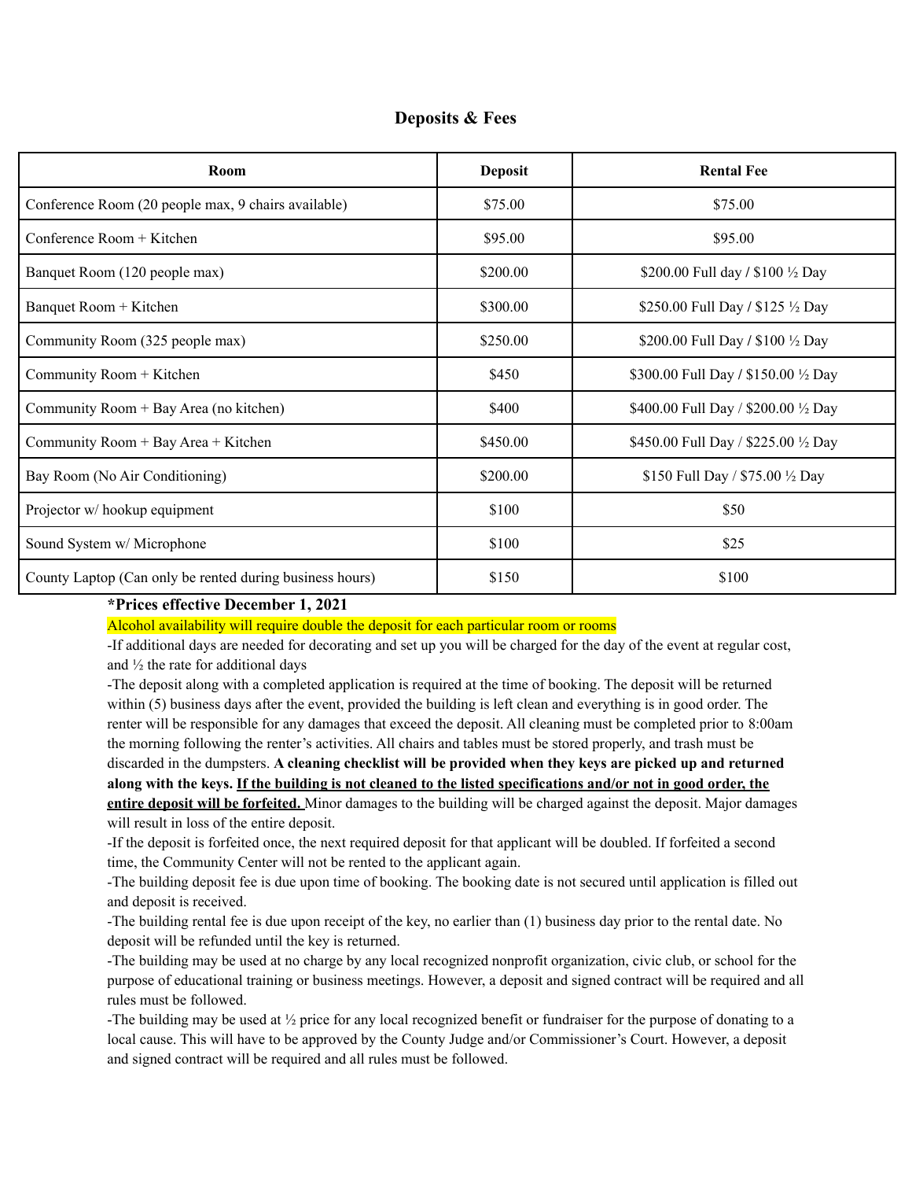## Deposits & Fees

| Room | Deposit | Rental Fee |
|---|---|---|
| Conference Room (20 people max, 9 chairs available) | $75.00 | $75.00 |
| Conference Room + Kitchen | $95.00 | $95.00 |
| Banquet Room (120 people max) | $200.00 | $200.00 Full day / $100 ½ Day |
| Banquet Room + Kitchen | $300.00 | $250.00 Full Day / $125 ½ Day |
| Community Room (325 people max) | $250.00 | $200.00 Full Day / $100 ½ Day |
| Community Room + Kitchen | $450 | $300.00 Full Day / $150.00 ½ Day |
| Community Room + Bay Area (no kitchen) | $400 | $400.00 Full Day / $200.00 ½ Day |
| Community Room + Bay Area + Kitchen | $450.00 | $450.00 Full Day / $225.00 ½ Day |
| Bay Room (No Air Conditioning) | $200.00 | $150 Full Day / $75.00 ½ Day |
| Projector w/ hookup equipment | $100 | $50 |
| Sound System w/ Microphone | $100 | $25 |
| County Laptop (Can only be rented during business hours) | $150 | $100 |

**\*Prices effective December 1, 2021**

Alcohol availability will require double the deposit for each particular room or rooms

-If additional days are needed for decorating and set up you will be charged for the day of the event at regular cost, and ½ the rate for additional days

-The deposit along with a completed application is required at the time of booking. The deposit will be returned within (5) business days after the event, provided the building is left clean and everything is in good order. The renter will be responsible for any damages that exceed the deposit. All cleaning must be completed prior to 8:00am the morning following the renter's activities. All chairs and tables must be stored properly, and trash must be discarded in the dumpsters. **A cleaning checklist will be provided when they keys are picked up and returned along with the keys. <u>If the building is not cleaned to the listed specifications and/or not in good order, the entire deposit will be forfeited.</u>** Minor damages to the building will be charged against the deposit. Major damages will result in loss of the entire deposit.

-If the deposit is forfeited once, the next required deposit for that applicant will be doubled. If forfeited a second time, the Community Center will not be rented to the applicant again.

-The building deposit fee is due upon time of booking. The booking date is not secured until application is filled out and deposit is received.

-The building rental fee is due upon receipt of the key, no earlier than (1) business day prior to the rental date. No deposit will be refunded until the key is returned.

-The building may be used at no charge by any local recognized nonprofit organization, civic club, or school for the purpose of educational training or business meetings. However, a deposit and signed contract will be required and all rules must be followed.

-The building may be used at ½ price for any local recognized benefit or fundraiser for the purpose of donating to a local cause. This will have to be approved by the County Judge and/or Commissioner's Court. However, a deposit and signed contract will be required and all rules must be followed.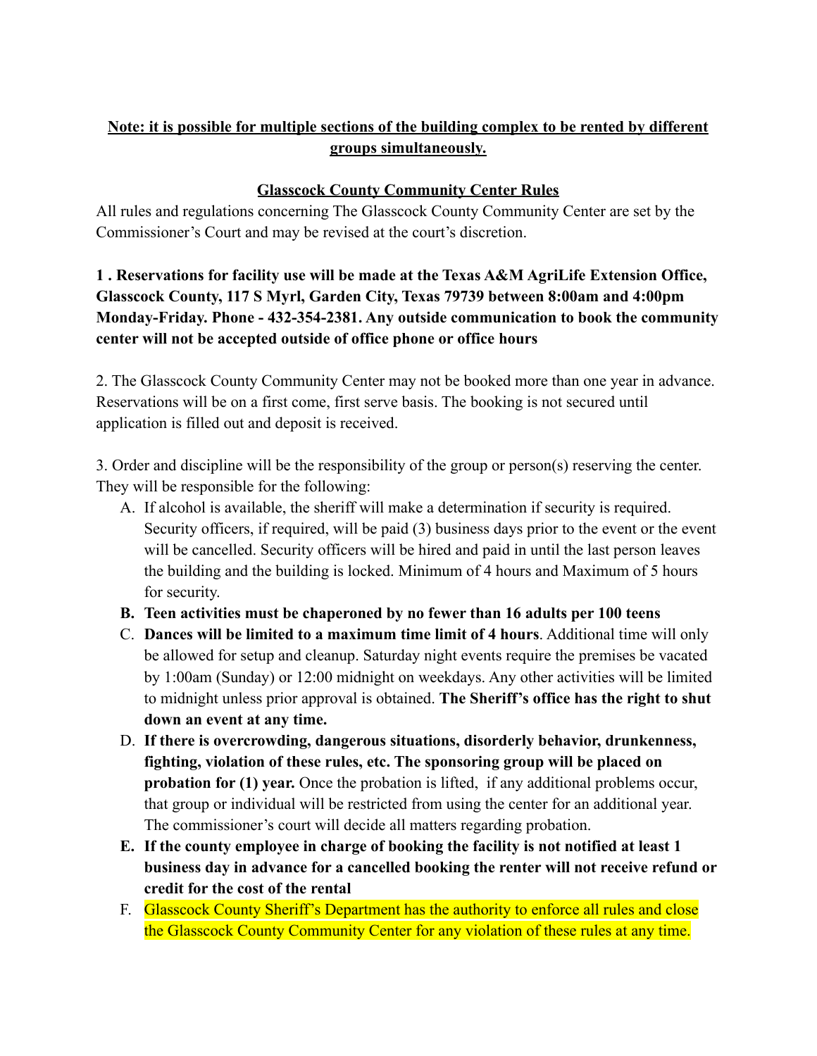**<u>Note: it is possible for multiple sections of the building complex to be rented by different groups simultaneously.</u>**

**<u>Glasscock County Community Center Rules</u>**

All rules and regulations concerning The Glasscock County Community Center are set by the Commissioner's Court and may be revised at the court's discretion.

**1 . Reservations for facility use will be made at the Texas A&M AgriLife Extension Office, Glasscock County, 117 S Myrl, Garden City, Texas 79739 between 8:00am and 4:00pm Monday-Friday. Phone - 432-354-2381. Any outside communication to book the community center will not be accepted outside of office phone or office hours**

2. The Glasscock County Community Center may not be booked more than one year in advance. Reservations will be on a first come, first serve basis. The booking is not secured until application is filled out and deposit is received.

3. Order and discipline will be the responsibility of the group or person(s) reserving the center. They will be responsible for the following:

A. If alcohol is available, the sheriff will make a determination if security is required. Security officers, if required, will be paid (3) business days prior to the event or the event will be cancelled. Security officers will be hired and paid in until the last person leaves the building and the building is locked. Minimum of 4 hours and Maximum of 5 hours for security.

**B. Teen activities must be chaperoned by no fewer than 16 adults per 100 teens**

C. **Dances will be limited to a maximum time limit of 4 hours**. Additional time will only be allowed for setup and cleanup. Saturday night events require the premises be vacated by 1:00am (Sunday) or 12:00 midnight on weekdays. Any other activities will be limited to midnight unless prior approval is obtained. **The Sheriff's office has the right to shut down an event at any time.**

D. **If there is overcrowding, dangerous situations, disorderly behavior, drunkenness, fighting, violation of these rules, etc. The sponsoring group will be placed on probation for (1) year.** Once the probation is lifted, if any additional problems occur, that group or individual will be restricted from using the center for an additional year. The commissioner's court will decide all matters regarding probation.

**E. If the county employee in charge of booking the facility is not notified at least 1 business day in advance for a cancelled booking the renter will not receive refund or credit for the cost of the rental**

F. Glasscock County Sheriff's Department has the authority to enforce all rules and close the Glasscock County Community Center for any violation of these rules at any time.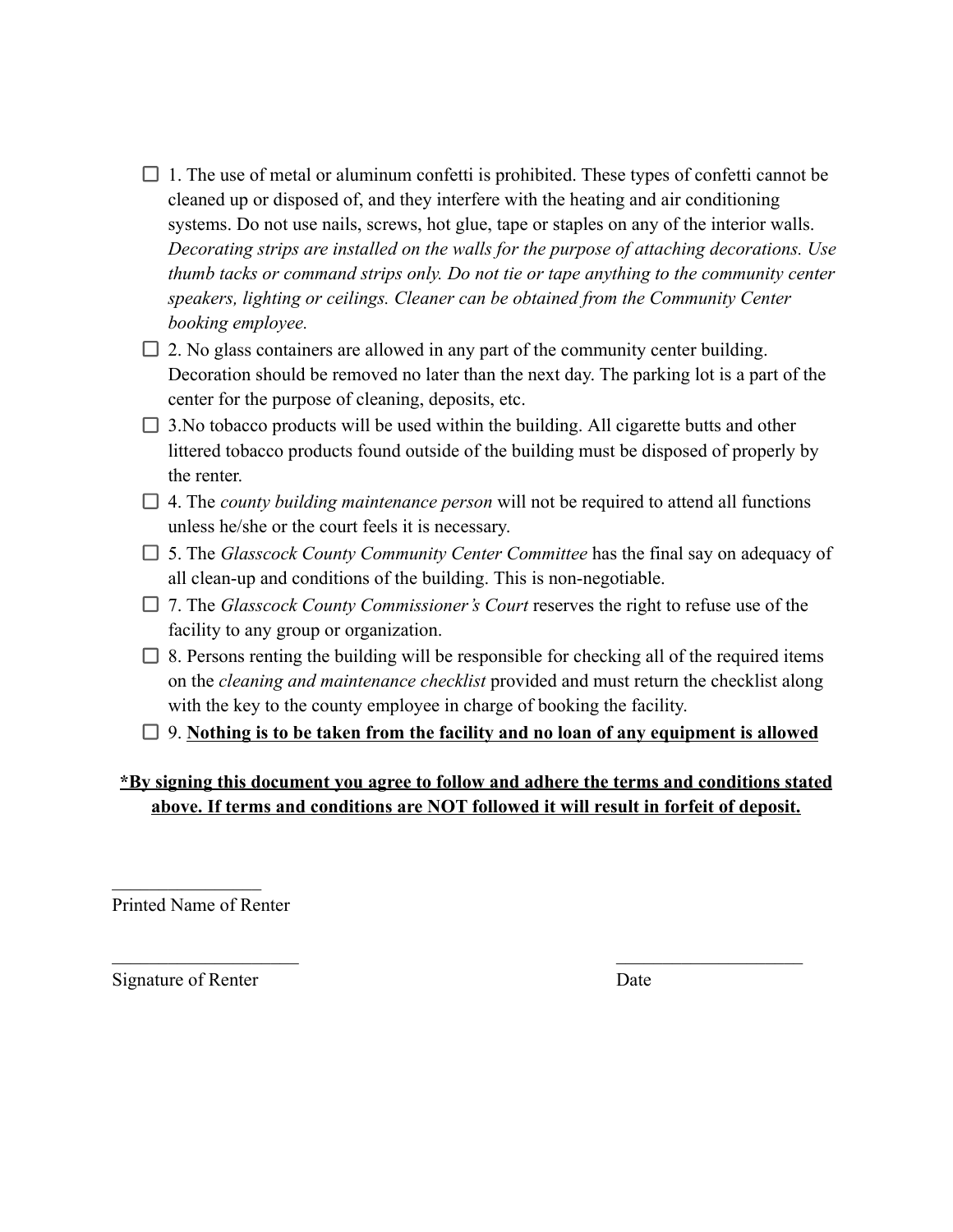- ☐ 1. The use of metal or aluminum confetti is prohibited. These types of confetti cannot be cleaned up or disposed of, and they interfere with the heating and air conditioning systems. Do not use nails, screws, hot glue, tape or staples on any of the interior walls. *Decorating strips are installed on the walls for the purpose of attaching decorations. Use thumb tacks or command strips only. Do not tie or tape anything to the community center speakers, lighting or ceilings. Cleaner can be obtained from the Community Center booking employee.*
- ☐ 2. No glass containers are allowed in any part of the community center building. Decoration should be removed no later than the next day. The parking lot is a part of the center for the purpose of cleaning, deposits, etc.
- ☐ 3.No tobacco products will be used within the building. All cigarette butts and other littered tobacco products found outside of the building must be disposed of properly by the renter.
- ☐ 4. The *county building maintenance person* will not be required to attend all functions unless he/she or the court feels it is necessary.
- ☐ 5. The *Glasscock County Community Center Committee* has the final say on adequacy of all clean-up and conditions of the building. This is non-negotiable.
- ☐ 7. The *Glasscock County Commissioner's Court* reserves the right to refuse use of the facility to any group or organization.
- ☐ 8. Persons renting the building will be responsible for checking all of the required items on the *cleaning and maintenance checklist* provided and must return the checklist along with the key to the county employee in charge of booking the facility.
- ☐ 9. <u>**Nothing is to be taken from the facility and no loan of any equipment is allowed**</u>

<u>**\*By signing this document you agree to follow and adhere the terms and conditions stated above. If terms and conditions are NOT followed it will result in forfeit of deposit.**</u>

\_\_\_\_\_\_\_\_\_\_\_\_\_\_\_\_\_\_
Printed Name of Renter

\_\_\_\_\_\_\_\_\_\_\_\_\_\_\_\_\_\_\_\_\_\_
Signature of Renter

\_\_\_\_\_\_\_\_\_\_\_\_\_\_\_\_\_\_\_\_\_\_
Date